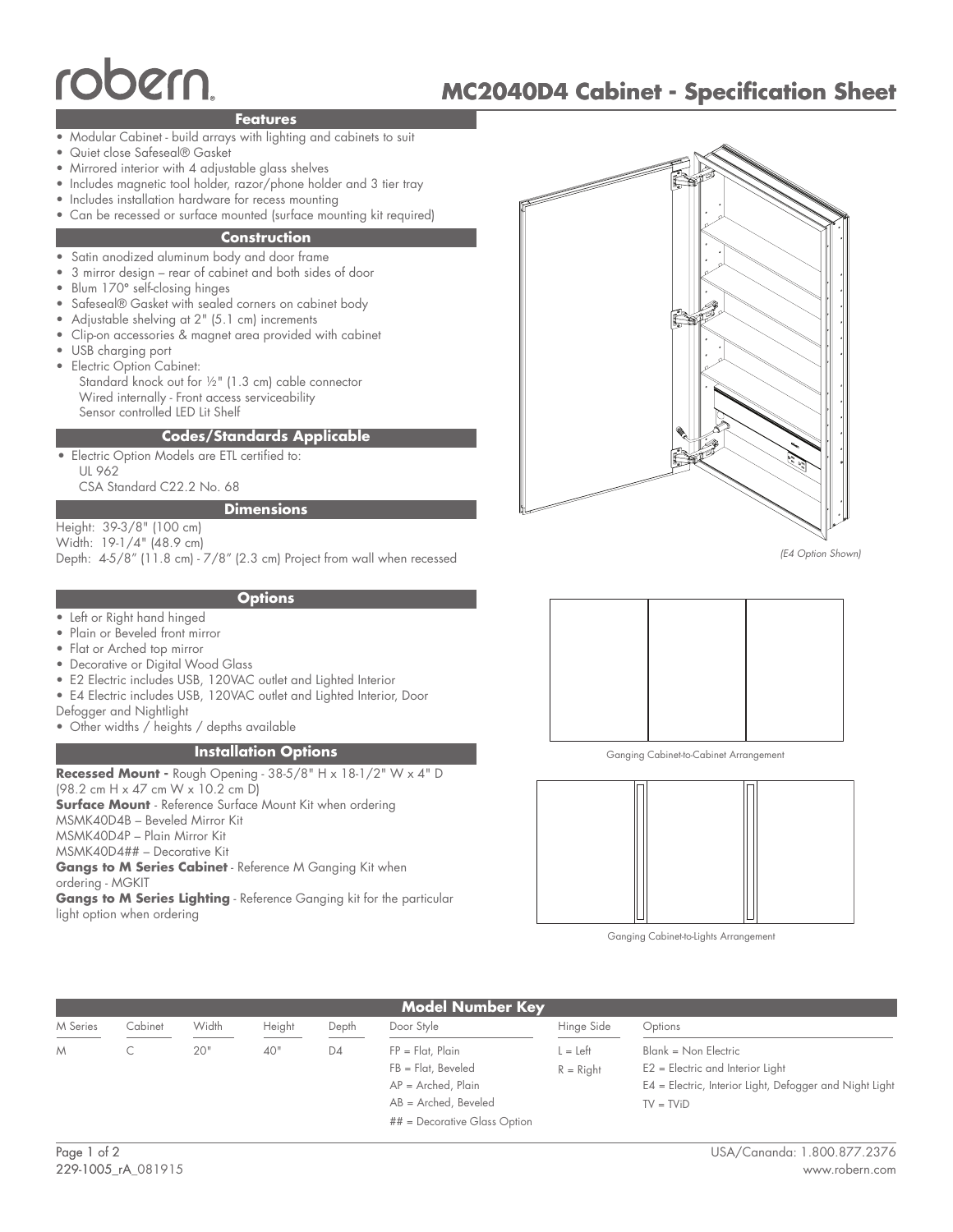robern

# MC2040D4 Cabinet - Specification Sheet

## Features

- Modular Cabinet - build arrays with lighting and cabinets to suit
- Quiet close Safeseal® Gasket
- Mirrored interior with 4 adjustable glass shelves
- Includes magnetic tool holder, razor/phone holder and 3 tier tray
- Includes installation hardware for recess mounting
- Can be recessed or surface mounted (surface mounting kit required)

## Construction

- Satin anodized aluminum body and door frame
- 3 mirror design – rear of cabinet and both sides of door
- Blum 170° self-closing hinges
- Safeseal® Gasket with sealed corners on cabinet body
- Adjustable shelving at 2" (5.1 cm) increments
- Clip-on accessories & magnet area provided with cabinet
- USB charging port
- Electric Option Cabinet:
  Standard knock out for ½" (1.3 cm) cable connector
  Wired internally - Front access serviceability
  Sensor controlled LED Lit Shelf

## Codes/Standards Applicable

- Electric Option Models are ETL certified to:
  UL 962
  CSA Standard C22.2 No. 68

## Dimensions

Height: 39-3/8" (100 cm)
Width: 19-1/4" (48.9 cm)
Depth: 4-5/8" (11.8 cm) - 7/8" (2.3 cm) Project from wall when recessed

*(E4 Option Shown)*

## Options

- Left or Right hand hinged
- Plain or Beveled front mirror
- Flat or Arched top mirror
- Decorative or Digital Wood Glass
- E2 Electric includes USB, 120VAC outlet and Lighted Interior
- E4 Electric includes USB, 120VAC outlet and Lighted Interior, Door Defogger and Nightlight
- Other widths / heights / depths available

## Installation Options

**Recessed Mount -** Rough Opening - 38-5/8" H x 18-1/2" W x 4" D (98.2 cm H x 47 cm W x 10.2 cm D)
**Surface Mount** - Reference Surface Mount Kit when ordering
MSMK40D4B – Beveled Mirror Kit
MSMK40D4P – Plain Mirror Kit
MSMK40D4## – Decorative Kit
**Gangs to M Series Cabinet** - Reference M Ganging Kit when ordering - MGKIT
**Gangs to M Series Lighting** - Reference Ganging kit for the particular light option when ordering

Ganging Cabinet-to-Cabinet Arrangement

Ganging Cabinet-to-Lights Arrangement

## Model Number Key

| M Series | Cabinet | Width | Height | Depth | Door Style | Hinge Side | Options |
|---|---|---|---|---|---|---|---|
| M | C | 20" | 40" | D4 | FP = Flat, Plain<br>FB = Flat, Beveled<br>AP = Arched, Plain<br>AB = Arched, Beveled<br>## = Decorative Glass Option | L = Left<br>R = Right | Blank = Non Electric<br>E2 = Electric and Interior Light<br>E4 = Electric, Interior Light, Defogger and Night Light<br>TV = TViD |

229-1005_rA_081915

USA/Cananda: 1.800.877.2376
www.robern.com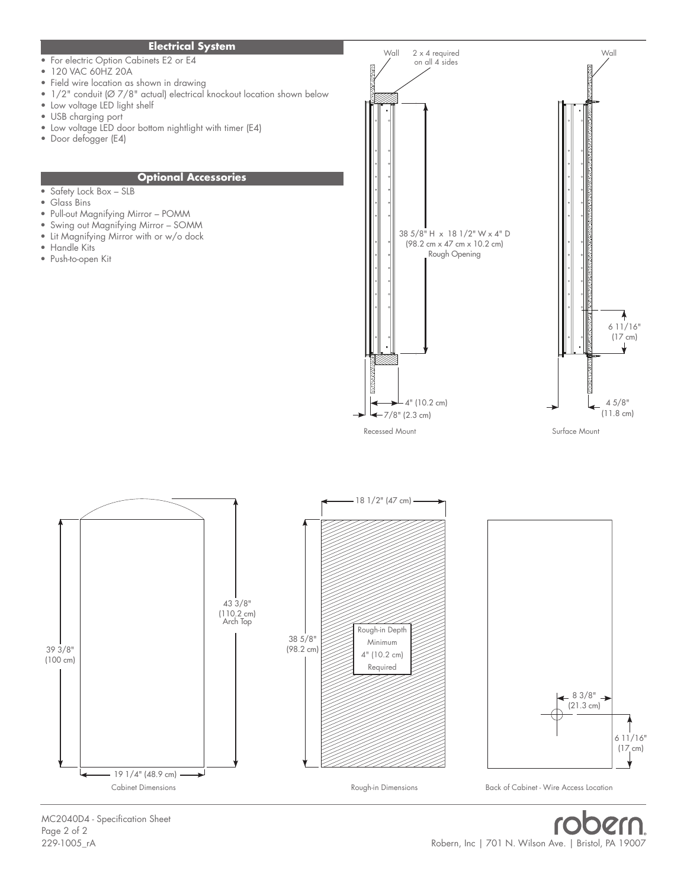## Electrical System

- For electric Option Cabinets E2 or E4
- 120 VAC 60HZ 20A
- Field wire location as shown in drawing
- 1/2" conduit (Ø 7/8" actual) electrical knockout location shown below
- Low voltage LED light shelf
- USB charging port
- Low voltage LED door bottom nightlight with timer (E4)
- Door defogger (E4)

## Optional Accessories

- Safety Lock Box – SLB
- Glass Bins
- Pull-out Magnifying Mirror – POMM
- Swing out Magnifying Mirror – SOMM
- Lit Magnifying Mirror with or w/o dock
- Handle Kits
- Push-to-open Kit

Wall

2 x 4 required on all 4 sides

38 5/8" H x 18 1/2" W x 4" D
(98.2 cm x 47 cm x 10.2 cm)
Rough Opening

4" (10.2 cm)

7/8" (2.3 cm)

Recessed Mount

Wall

6 11/16"
(17 cm)

4 5/8"
(11.8 cm)

Surface Mount

39 3/8"
(100 cm)

43 3/8"
(110.2 cm)
Arch Top

19 1/4" (48.9 cm)

Cabinet Dimensions

18 1/2" (47 cm)

38 5/8"
(98.2 cm)

Rough-in Depth
Minimum
4" (10.2 cm)
Required

Rough-in Dimensions

8 3/8"
(21.3 cm)

6 11/16"
(17 cm)

Back of Cabinet - Wire Access Location

MC2040D4 - Specification Sheet
229-1005_rA

Robern, Inc | 701 N. Wilson Ave. | Bristol, PA 19007